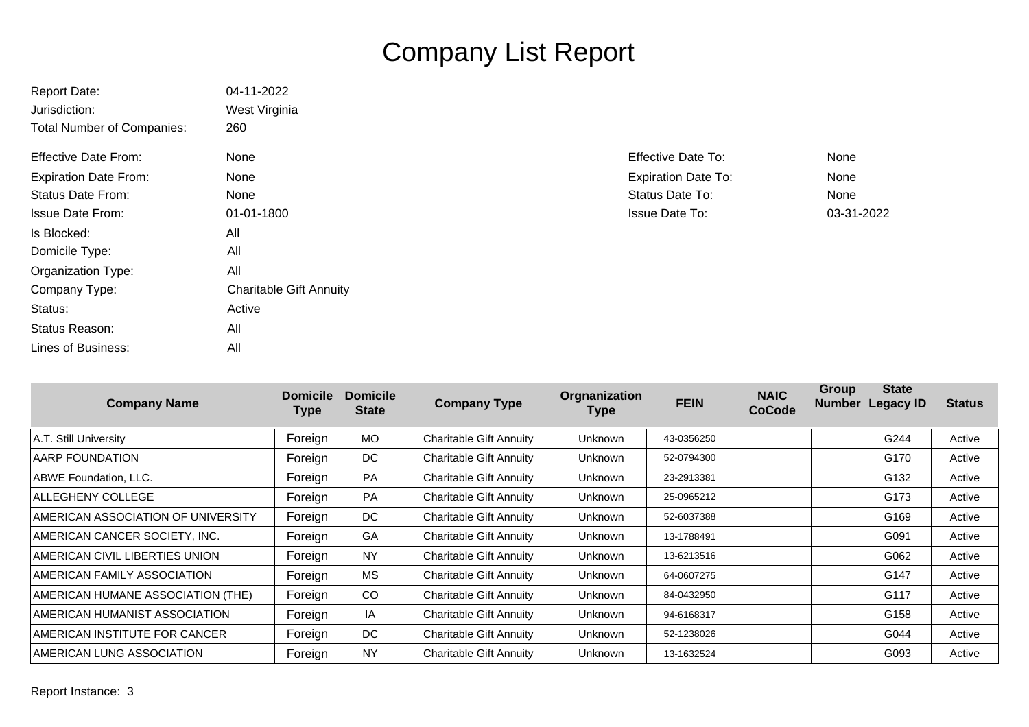# Company List Report

| | | | |
|---|---|---|---|
| Report Date: | 04-11-2022 | | |
| Jurisdiction: | West Virginia | | |
| Total Number of Companies: | 260 | | |
| Effective Date From: | None | Effective Date To: | None |
| Expiration Date From: | None | Expiration Date To: | None |
| Status Date From: | None | Status Date To: | None |
| Issue Date From: | 01-01-1800 | Issue Date To: | 03-31-2022 |
| Is Blocked: | All | | |
| Domicile Type: | All | | |
| Organization Type: | All | | |
| Company Type: | Charitable Gift Annuity | | |
| Status: | Active | | |
| Status Reason: | All | | |
| Lines of Business: | All | | |

| Company Name | Domicile Type | Domicile State | Company Type | Orgnanization Type | FEIN | NAIC CoCode | Group Number | State Legacy ID | Status |
|---|---|---|---|---|---|---|---|---|---|
| A.T. Still University | Foreign | MO | Charitable Gift Annuity | Unknown | 43-0356250 | | | G244 | Active |
| AARP FOUNDATION | Foreign | DC | Charitable Gift Annuity | Unknown | 52-0794300 | | | G170 | Active |
| ABWE Foundation, LLC. | Foreign | PA | Charitable Gift Annuity | Unknown | 23-2913381 | | | G132 | Active |
| ALLEGHENY COLLEGE | Foreign | PA | Charitable Gift Annuity | Unknown | 25-0965212 | | | G173 | Active |
| AMERICAN ASSOCIATION OF UNIVERSITY | Foreign | DC | Charitable Gift Annuity | Unknown | 52-6037388 | | | G169 | Active |
| AMERICAN CANCER SOCIETY, INC. | Foreign | GA | Charitable Gift Annuity | Unknown | 13-1788491 | | | G091 | Active |
| AMERICAN CIVIL LIBERTIES UNION | Foreign | NY | Charitable Gift Annuity | Unknown | 13-6213516 | | | G062 | Active |
| AMERICAN FAMILY ASSOCIATION | Foreign | MS | Charitable Gift Annuity | Unknown | 64-0607275 | | | G147 | Active |
| AMERICAN HUMANE ASSOCIATION (THE) | Foreign | CO | Charitable Gift Annuity | Unknown | 84-0432950 | | | G117 | Active |
| AMERICAN HUMANIST ASSOCIATION | Foreign | IA | Charitable Gift Annuity | Unknown | 94-6168317 | | | G158 | Active |
| AMERICAN INSTITUTE FOR CANCER | Foreign | DC | Charitable Gift Annuity | Unknown | 52-1238026 | | | G044 | Active |
| AMERICAN LUNG ASSOCIATION | Foreign | NY | Charitable Gift Annuity | Unknown | 13-1632524 | | | G093 | Active |

Report Instance: 3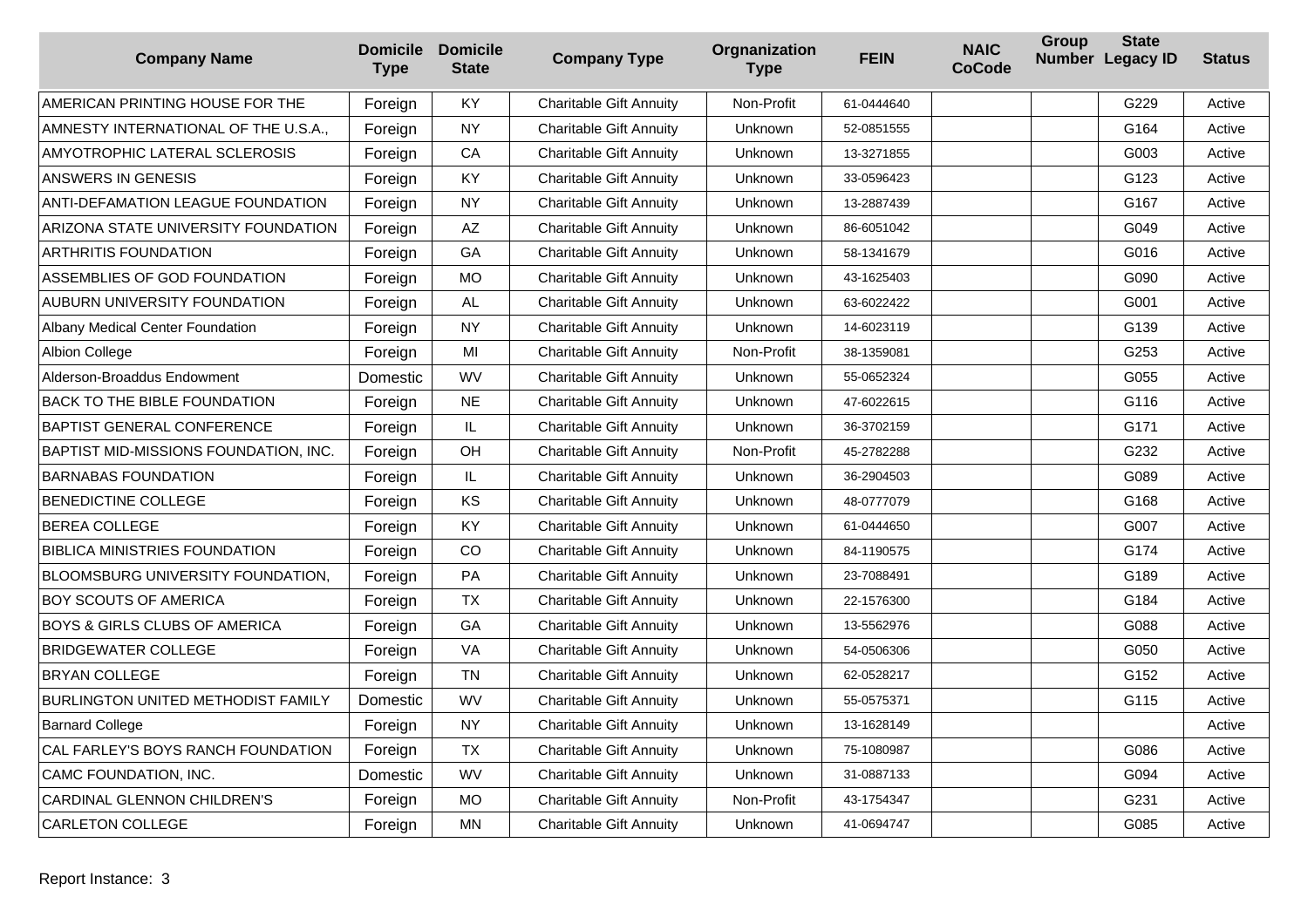| Company Name | Domicile Type | Domicile State | Company Type | Orgnanization Type | FEIN | NAIC CoCode | Group Number | State Legacy ID | Status |
|---|---|---|---|---|---|---|---|---|---|
| AMERICAN PRINTING HOUSE FOR THE | Foreign | KY | Charitable Gift Annuity | Non-Profit | 61-0444640 | | | G229 | Active |
| AMNESTY INTERNATIONAL OF THE U.S.A., | Foreign | NY | Charitable Gift Annuity | Unknown | 52-0851555 | | | G164 | Active |
| AMYOTROPHIC LATERAL SCLEROSIS | Foreign | CA | Charitable Gift Annuity | Unknown | 13-3271855 | | | G003 | Active |
| ANSWERS IN GENESIS | Foreign | KY | Charitable Gift Annuity | Unknown | 33-0596423 | | | G123 | Active |
| ANTI-DEFAMATION LEAGUE FOUNDATION | Foreign | NY | Charitable Gift Annuity | Unknown | 13-2887439 | | | G167 | Active |
| ARIZONA STATE UNIVERSITY FOUNDATION | Foreign | AZ | Charitable Gift Annuity | Unknown | 86-6051042 | | | G049 | Active |
| ARTHRITIS FOUNDATION | Foreign | GA | Charitable Gift Annuity | Unknown | 58-1341679 | | | G016 | Active |
| ASSEMBLIES OF GOD FOUNDATION | Foreign | MO | Charitable Gift Annuity | Unknown | 43-1625403 | | | G090 | Active |
| AUBURN UNIVERSITY FOUNDATION | Foreign | AL | Charitable Gift Annuity | Unknown | 63-6022422 | | | G001 | Active |
| Albany Medical Center Foundation | Foreign | NY | Charitable Gift Annuity | Unknown | 14-6023119 | | | G139 | Active |
| Albion College | Foreign | MI | Charitable Gift Annuity | Non-Profit | 38-1359081 | | | G253 | Active |
| Alderson-Broaddus Endowment | Domestic | WV | Charitable Gift Annuity | Unknown | 55-0652324 | | | G055 | Active |
| BACK TO THE BIBLE FOUNDATION | Foreign | NE | Charitable Gift Annuity | Unknown | 47-6022615 | | | G116 | Active |
| BAPTIST GENERAL CONFERENCE | Foreign | IL | Charitable Gift Annuity | Unknown | 36-3702159 | | | G171 | Active |
| BAPTIST MID-MISSIONS FOUNDATION, INC. | Foreign | OH | Charitable Gift Annuity | Non-Profit | 45-2782288 | | | G232 | Active |
| BARNABAS FOUNDATION | Foreign | IL | Charitable Gift Annuity | Unknown | 36-2904503 | | | G089 | Active |
| BENEDICTINE COLLEGE | Foreign | KS | Charitable Gift Annuity | Unknown | 48-0777079 | | | G168 | Active |
| BEREA COLLEGE | Foreign | KY | Charitable Gift Annuity | Unknown | 61-0444650 | | | G007 | Active |
| BIBLICA MINISTRIES FOUNDATION | Foreign | CO | Charitable Gift Annuity | Unknown | 84-1190575 | | | G174 | Active |
| BLOOMSBURG UNIVERSITY FOUNDATION, | Foreign | PA | Charitable Gift Annuity | Unknown | 23-7088491 | | | G189 | Active |
| BOY SCOUTS OF AMERICA | Foreign | TX | Charitable Gift Annuity | Unknown | 22-1576300 | | | G184 | Active |
| BOYS & GIRLS CLUBS OF AMERICA | Foreign | GA | Charitable Gift Annuity | Unknown | 13-5562976 | | | G088 | Active |
| BRIDGEWATER COLLEGE | Foreign | VA | Charitable Gift Annuity | Unknown | 54-0506306 | | | G050 | Active |
| BRYAN COLLEGE | Foreign | TN | Charitable Gift Annuity | Unknown | 62-0528217 | | | G152 | Active |
| BURLINGTON UNITED METHODIST FAMILY | Domestic | WV | Charitable Gift Annuity | Unknown | 55-0575371 | | | G115 | Active |
| Barnard College | Foreign | NY | Charitable Gift Annuity | Unknown | 13-1628149 | | | | Active |
| CAL FARLEY'S BOYS RANCH FOUNDATION | Foreign | TX | Charitable Gift Annuity | Unknown | 75-1080987 | | | G086 | Active |
| CAMC FOUNDATION, INC. | Domestic | WV | Charitable Gift Annuity | Unknown | 31-0887133 | | | G094 | Active |
| CARDINAL GLENNON CHILDREN'S | Foreign | MO | Charitable Gift Annuity | Non-Profit | 43-1754347 | | | G231 | Active |
| CARLETON COLLEGE | Foreign | MN | Charitable Gift Annuity | Unknown | 41-0694747 | | | G085 | Active |

Report Instance: 3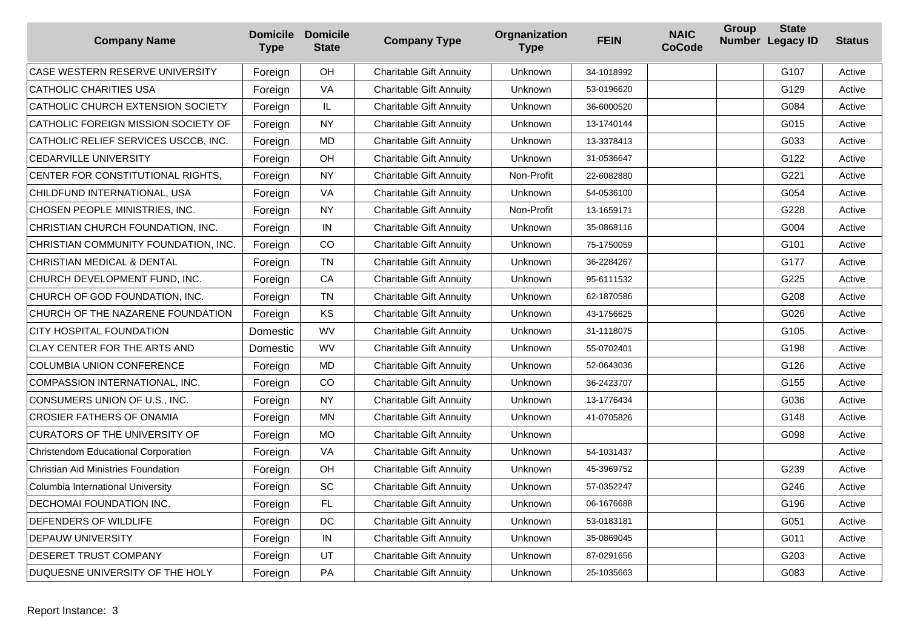| Company Name | Domicile Type | Domicile State | Company Type | Orgnanization Type | FEIN | NAIC CoCode | Group Number | State Legacy ID | Status |
|---|---|---|---|---|---|---|---|---|---|
| CASE WESTERN RESERVE UNIVERSITY | Foreign | OH | Charitable Gift Annuity | Unknown | 34-1018992 | | | G107 | Active |
| CATHOLIC CHARITIES USA | Foreign | VA | Charitable Gift Annuity | Unknown | 53-0196620 | | | G129 | Active |
| CATHOLIC CHURCH EXTENSION SOCIETY | Foreign | IL | Charitable Gift Annuity | Unknown | 36-6000520 | | | G084 | Active |
| CATHOLIC FOREIGN MISSION SOCIETY OF | Foreign | NY | Charitable Gift Annuity | Unknown | 13-1740144 | | | G015 | Active |
| CATHOLIC RELIEF SERVICES USCCB, INC. | Foreign | MD | Charitable Gift Annuity | Unknown | 13-3378413 | | | G033 | Active |
| CEDARVILLE UNIVERSITY | Foreign | OH | Charitable Gift Annuity | Unknown | 31-0536647 | | | G122 | Active |
| CENTER FOR CONSTITUTIONAL RIGHTS, | Foreign | NY | Charitable Gift Annuity | Non-Profit | 22-6082880 | | | G221 | Active |
| CHILDFUND INTERNATIONAL, USA | Foreign | VA | Charitable Gift Annuity | Unknown | 54-0536100 | | | G054 | Active |
| CHOSEN PEOPLE MINISTRIES, INC. | Foreign | NY | Charitable Gift Annuity | Non-Profit | 13-1659171 | | | G228 | Active |
| CHRISTIAN CHURCH FOUNDATION, INC. | Foreign | IN | Charitable Gift Annuity | Unknown | 35-0868116 | | | G004 | Active |
| CHRISTIAN COMMUNITY FOUNDATION, INC. | Foreign | CO | Charitable Gift Annuity | Unknown | 75-1750059 | | | G101 | Active |
| CHRISTIAN MEDICAL & DENTAL | Foreign | TN | Charitable Gift Annuity | Unknown | 36-2284267 | | | G177 | Active |
| CHURCH DEVELOPMENT FUND, INC. | Foreign | CA | Charitable Gift Annuity | Unknown | 95-6111532 | | | G225 | Active |
| CHURCH OF GOD FOUNDATION, INC. | Foreign | TN | Charitable Gift Annuity | Unknown | 62-1870586 | | | G208 | Active |
| CHURCH OF THE NAZARENE FOUNDATION | Foreign | KS | Charitable Gift Annuity | Unknown | 43-1756625 | | | G026 | Active |
| CITY HOSPITAL FOUNDATION | Domestic | WV | Charitable Gift Annuity | Unknown | 31-1118075 | | | G105 | Active |
| CLAY CENTER FOR THE ARTS AND | Domestic | WV | Charitable Gift Annuity | Unknown | 55-0702401 | | | G198 | Active |
| COLUMBIA UNION CONFERENCE | Foreign | MD | Charitable Gift Annuity | Unknown | 52-0643036 | | | G126 | Active |
| COMPASSION INTERNATIONAL, INC. | Foreign | CO | Charitable Gift Annuity | Unknown | 36-2423707 | | | G155 | Active |
| CONSUMERS UNION OF U.S., INC. | Foreign | NY | Charitable Gift Annuity | Unknown | 13-1776434 | | | G036 | Active |
| CROSIER FATHERS OF ONAMIA | Foreign | MN | Charitable Gift Annuity | Unknown | 41-0705826 | | | G148 | Active |
| CURATORS OF THE UNIVERSITY OF | Foreign | MO | Charitable Gift Annuity | Unknown | | | | G098 | Active |
| Christendom Educational Corporation | Foreign | VA | Charitable Gift Annuity | Unknown | 54-1031437 | | | | Active |
| Christian Aid Ministries Foundation | Foreign | OH | Charitable Gift Annuity | Unknown | 45-3969752 | | | G239 | Active |
| Columbia International University | Foreign | SC | Charitable Gift Annuity | Unknown | 57-0352247 | | | G246 | Active |
| DECHOMAI FOUNDATION INC. | Foreign | FL | Charitable Gift Annuity | Unknown | 06-1676688 | | | G196 | Active |
| DEFENDERS OF WILDLIFE | Foreign | DC | Charitable Gift Annuity | Unknown | 53-0183181 | | | G051 | Active |
| DEPAUW UNIVERSITY | Foreign | IN | Charitable Gift Annuity | Unknown | 35-0869045 | | | G011 | Active |
| DESERET TRUST COMPANY | Foreign | UT | Charitable Gift Annuity | Unknown | 87-0291656 | | | G203 | Active |
| DUQUESNE UNIVERSITY OF THE HOLY | Foreign | PA | Charitable Gift Annuity | Unknown | 25-1035663 | | | G083 | Active |

Report Instance: 3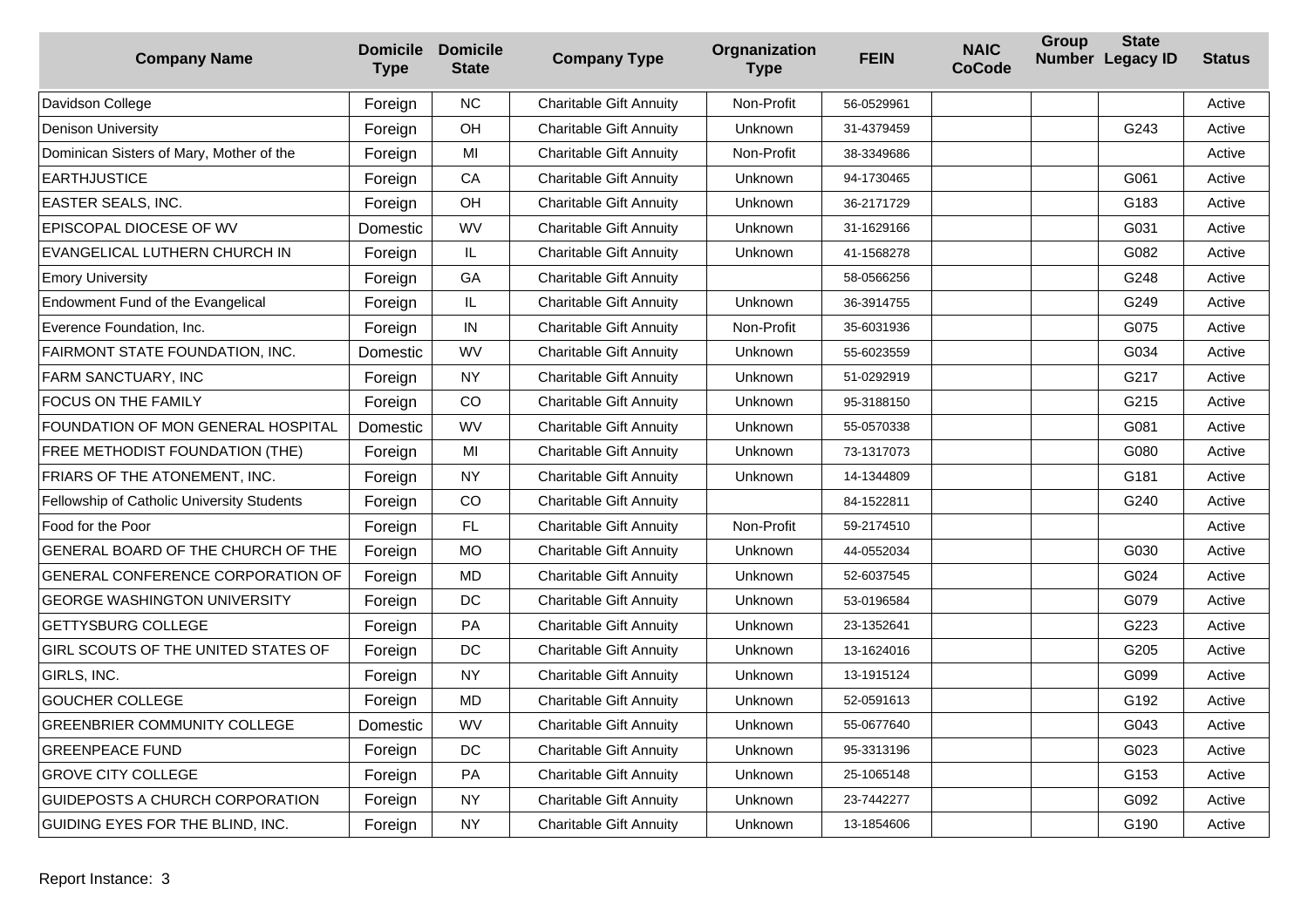| Company Name | Domicile Type | Domicile State | Company Type | Orgnanization Type | FEIN | NAIC CoCode | Group Number | State Legacy ID | Status |
|---|---|---|---|---|---|---|---|---|---|
| Davidson College | Foreign | NC | Charitable Gift Annuity | Non-Profit | 56-0529961 | | | | Active |
| Denison University | Foreign | OH | Charitable Gift Annuity | Unknown | 31-4379459 | | | G243 | Active |
| Dominican Sisters of Mary, Mother of the | Foreign | MI | Charitable Gift Annuity | Non-Profit | 38-3349686 | | | | Active |
| EARTHJUSTICE | Foreign | CA | Charitable Gift Annuity | Unknown | 94-1730465 | | | G061 | Active |
| EASTER SEALS, INC. | Foreign | OH | Charitable Gift Annuity | Unknown | 36-2171729 | | | G183 | Active |
| EPISCOPAL DIOCESE OF WV | Domestic | WV | Charitable Gift Annuity | Unknown | 31-1629166 | | | G031 | Active |
| EVANGELICAL LUTHERN CHURCH IN | Foreign | IL | Charitable Gift Annuity | Unknown | 41-1568278 | | | G082 | Active |
| Emory University | Foreign | GA | Charitable Gift Annuity | | 58-0566256 | | | G248 | Active |
| Endowment Fund of the Evangelical | Foreign | IL | Charitable Gift Annuity | Unknown | 36-3914755 | | | G249 | Active |
| Everence Foundation, Inc. | Foreign | IN | Charitable Gift Annuity | Non-Profit | 35-6031936 | | | G075 | Active |
| FAIRMONT STATE FOUNDATION, INC. | Domestic | WV | Charitable Gift Annuity | Unknown | 55-6023559 | | | G034 | Active |
| FARM SANCTUARY, INC | Foreign | NY | Charitable Gift Annuity | Unknown | 51-0292919 | | | G217 | Active |
| FOCUS ON THE FAMILY | Foreign | CO | Charitable Gift Annuity | Unknown | 95-3188150 | | | G215 | Active |
| FOUNDATION OF MON GENERAL HOSPITAL | Domestic | WV | Charitable Gift Annuity | Unknown | 55-0570338 | | | G081 | Active |
| FREE METHODIST FOUNDATION (THE) | Foreign | MI | Charitable Gift Annuity | Unknown | 73-1317073 | | | G080 | Active |
| FRIARS OF THE ATONEMENT, INC. | Foreign | NY | Charitable Gift Annuity | Unknown | 14-1344809 | | | G181 | Active |
| Fellowship of Catholic University Students | Foreign | CO | Charitable Gift Annuity | | 84-1522811 | | | G240 | Active |
| Food for the Poor | Foreign | FL | Charitable Gift Annuity | Non-Profit | 59-2174510 | | | | Active |
| GENERAL BOARD OF THE CHURCH OF THE | Foreign | MO | Charitable Gift Annuity | Unknown | 44-0552034 | | | G030 | Active |
| GENERAL CONFERENCE CORPORATION OF | Foreign | MD | Charitable Gift Annuity | Unknown | 52-6037545 | | | G024 | Active |
| GEORGE WASHINGTON UNIVERSITY | Foreign | DC | Charitable Gift Annuity | Unknown | 53-0196584 | | | G079 | Active |
| GETTYSBURG COLLEGE | Foreign | PA | Charitable Gift Annuity | Unknown | 23-1352641 | | | G223 | Active |
| GIRL SCOUTS OF THE UNITED STATES OF | Foreign | DC | Charitable Gift Annuity | Unknown | 13-1624016 | | | G205 | Active |
| GIRLS, INC. | Foreign | NY | Charitable Gift Annuity | Unknown | 13-1915124 | | | G099 | Active |
| GOUCHER COLLEGE | Foreign | MD | Charitable Gift Annuity | Unknown | 52-0591613 | | | G192 | Active |
| GREENBRIER COMMUNITY COLLEGE | Domestic | WV | Charitable Gift Annuity | Unknown | 55-0677640 | | | G043 | Active |
| GREENPEACE FUND | Foreign | DC | Charitable Gift Annuity | Unknown | 95-3313196 | | | G023 | Active |
| GROVE CITY COLLEGE | Foreign | PA | Charitable Gift Annuity | Unknown | 25-1065148 | | | G153 | Active |
| GUIDEPOSTS A CHURCH CORPORATION | Foreign | NY | Charitable Gift Annuity | Unknown | 23-7442277 | | | G092 | Active |
| GUIDING EYES FOR THE BLIND, INC. | Foreign | NY | Charitable Gift Annuity | Unknown | 13-1854606 | | | G190 | Active |

Report Instance: 3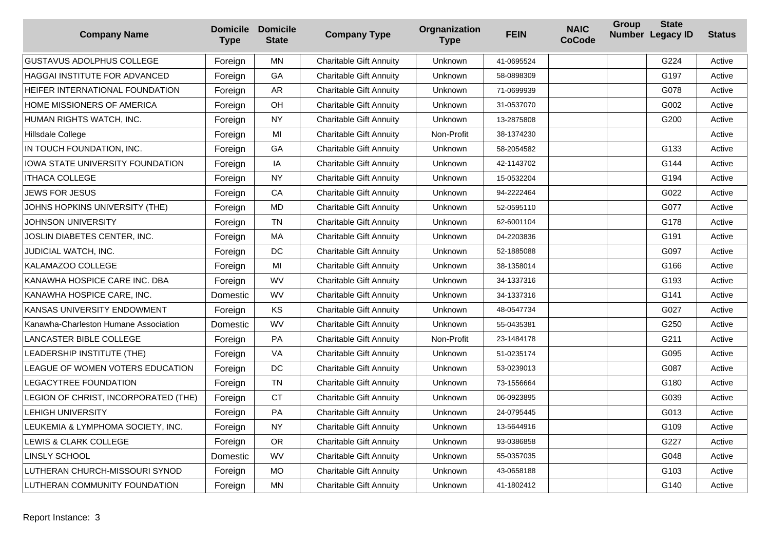| Company Name | Domicile Type | Domicile State | Company Type | Orgnanization Type | FEIN | NAIC CoCode | Group Number | State Legacy ID | Status |
|---|---|---|---|---|---|---|---|---|---|
| GUSTAVUS ADOLPHUS COLLEGE | Foreign | MN | Charitable Gift Annuity | Unknown | 41-0695524 | | | G224 | Active |
| HAGGAI INSTITUTE FOR ADVANCED | Foreign | GA | Charitable Gift Annuity | Unknown | 58-0898309 | | | G197 | Active |
| HEIFER INTERNATIONAL FOUNDATION | Foreign | AR | Charitable Gift Annuity | Unknown | 71-0699939 | | | G078 | Active |
| HOME MISSIONERS OF AMERICA | Foreign | OH | Charitable Gift Annuity | Unknown | 31-0537070 | | | G002 | Active |
| HUMAN RIGHTS WATCH, INC. | Foreign | NY | Charitable Gift Annuity | Unknown | 13-2875808 | | | G200 | Active |
| Hillsdale College | Foreign | MI | Charitable Gift Annuity | Non-Profit | 38-1374230 | | | | Active |
| IN TOUCH FOUNDATION, INC. | Foreign | GA | Charitable Gift Annuity | Unknown | 58-2054582 | | | G133 | Active |
| IOWA STATE UNIVERSITY FOUNDATION | Foreign | IA | Charitable Gift Annuity | Unknown | 42-1143702 | | | G144 | Active |
| ITHACA COLLEGE | Foreign | NY | Charitable Gift Annuity | Unknown | 15-0532204 | | | G194 | Active |
| JEWS FOR JESUS | Foreign | CA | Charitable Gift Annuity | Unknown | 94-2222464 | | | G022 | Active |
| JOHNS HOPKINS UNIVERSITY (THE) | Foreign | MD | Charitable Gift Annuity | Unknown | 52-0595110 | | | G077 | Active |
| JOHNSON UNIVERSITY | Foreign | TN | Charitable Gift Annuity | Unknown | 62-6001104 | | | G178 | Active |
| JOSLIN DIABETES CENTER, INC. | Foreign | MA | Charitable Gift Annuity | Unknown | 04-2203836 | | | G191 | Active |
| JUDICIAL WATCH, INC. | Foreign | DC | Charitable Gift Annuity | Unknown | 52-1885088 | | | G097 | Active |
| KALAMAZOO COLLEGE | Foreign | MI | Charitable Gift Annuity | Unknown | 38-1358014 | | | G166 | Active |
| KANAWHA HOSPICE CARE INC. DBA | Foreign | WV | Charitable Gift Annuity | Unknown | 34-1337316 | | | G193 | Active |
| KANAWHA HOSPICE CARE, INC. | Domestic | WV | Charitable Gift Annuity | Unknown | 34-1337316 | | | G141 | Active |
| KANSAS UNIVERSITY ENDOWMENT | Foreign | KS | Charitable Gift Annuity | Unknown | 48-0547734 | | | G027 | Active |
| Kanawha-Charleston Humane Association | Domestic | WV | Charitable Gift Annuity | Unknown | 55-0435381 | | | G250 | Active |
| LANCASTER BIBLE COLLEGE | Foreign | PA | Charitable Gift Annuity | Non-Profit | 23-1484178 | | | G211 | Active |
| LEADERSHIP INSTITUTE (THE) | Foreign | VA | Charitable Gift Annuity | Unknown | 51-0235174 | | | G095 | Active |
| LEAGUE OF WOMEN VOTERS EDUCATION | Foreign | DC | Charitable Gift Annuity | Unknown | 53-0239013 | | | G087 | Active |
| LEGACYTREE FOUNDATION | Foreign | TN | Charitable Gift Annuity | Unknown | 73-1556664 | | | G180 | Active |
| LEGION OF CHRIST, INCORPORATED (THE) | Foreign | CT | Charitable Gift Annuity | Unknown | 06-0923895 | | | G039 | Active |
| LEHIGH UNIVERSITY | Foreign | PA | Charitable Gift Annuity | Unknown | 24-0795445 | | | G013 | Active |
| LEUKEMIA & LYMPHOMA SOCIETY, INC. | Foreign | NY | Charitable Gift Annuity | Unknown | 13-5644916 | | | G109 | Active |
| LEWIS & CLARK COLLEGE | Foreign | OR | Charitable Gift Annuity | Unknown | 93-0386858 | | | G227 | Active |
| LINSLY SCHOOL | Domestic | WV | Charitable Gift Annuity | Unknown | 55-0357035 | | | G048 | Active |
| LUTHERAN CHURCH-MISSOURI SYNOD | Foreign | MO | Charitable Gift Annuity | Unknown | 43-0658188 | | | G103 | Active |
| LUTHERAN COMMUNITY FOUNDATION | Foreign | MN | Charitable Gift Annuity | Unknown | 41-1802412 | | | G140 | Active |

Report Instance: 3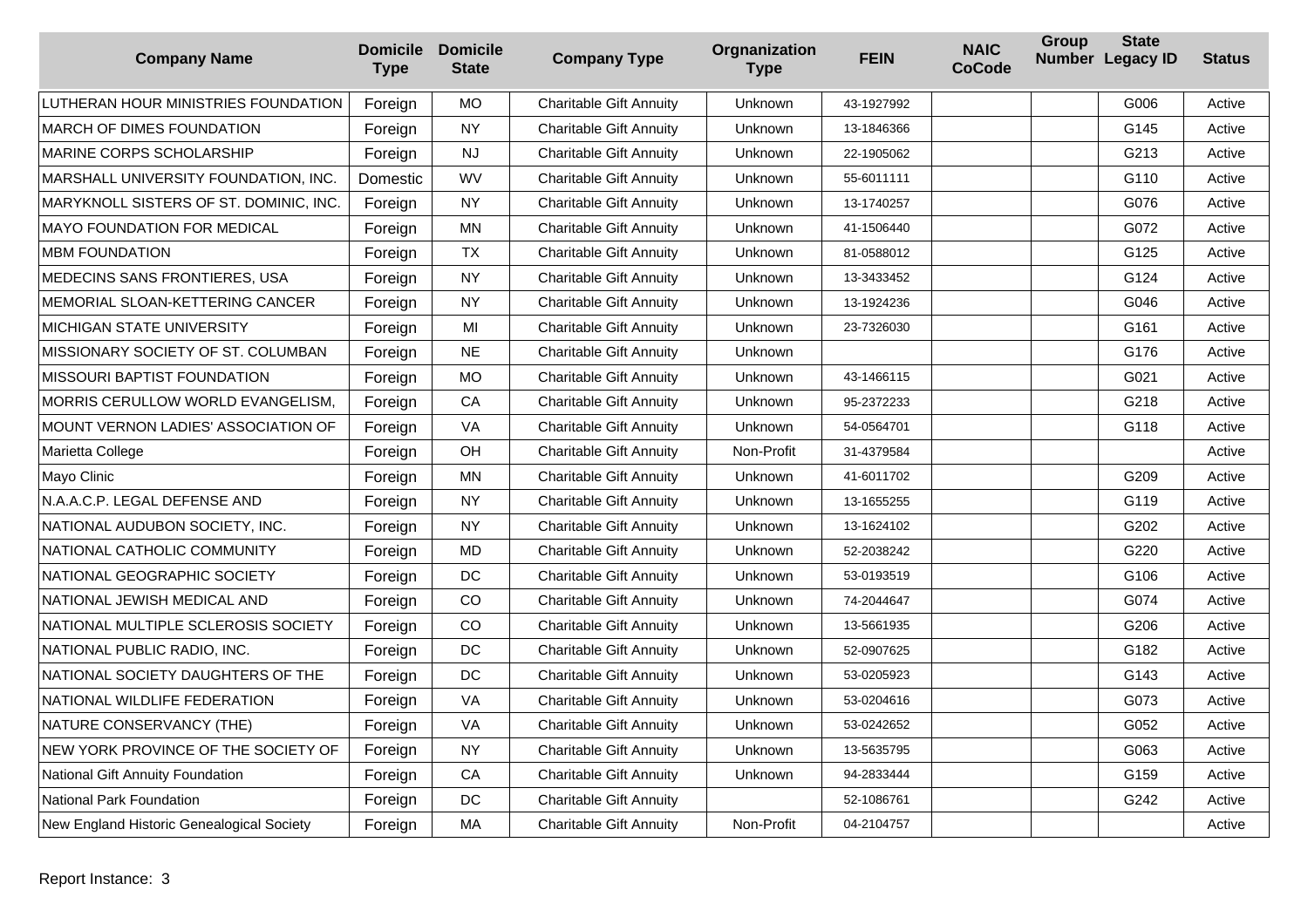| Company Name | Domicile Type | Domicile State | Company Type | Orgnanization Type | FEIN | NAIC CoCode | Group Number | State Legacy ID | Status |
|---|---|---|---|---|---|---|---|---|---|
| LUTHERAN HOUR MINISTRIES FOUNDATION | Foreign | MO | Charitable Gift Annuity | Unknown | 43-1927992 | | | G006 | Active |
| MARCH OF DIMES FOUNDATION | Foreign | NY | Charitable Gift Annuity | Unknown | 13-1846366 | | | G145 | Active |
| MARINE CORPS SCHOLARSHIP | Foreign | NJ | Charitable Gift Annuity | Unknown | 22-1905062 | | | G213 | Active |
| MARSHALL UNIVERSITY FOUNDATION, INC. | Domestic | WV | Charitable Gift Annuity | Unknown | 55-6011111 | | | G110 | Active |
| MARYKNOLL SISTERS OF ST. DOMINIC, INC. | Foreign | NY | Charitable Gift Annuity | Unknown | 13-1740257 | | | G076 | Active |
| MAYO FOUNDATION FOR MEDICAL | Foreign | MN | Charitable Gift Annuity | Unknown | 41-1506440 | | | G072 | Active |
| MBM FOUNDATION | Foreign | TX | Charitable Gift Annuity | Unknown | 81-0588012 | | | G125 | Active |
| MEDECINS SANS FRONTIERES, USA | Foreign | NY | Charitable Gift Annuity | Unknown | 13-3433452 | | | G124 | Active |
| MEMORIAL SLOAN-KETTERING CANCER | Foreign | NY | Charitable Gift Annuity | Unknown | 13-1924236 | | | G046 | Active |
| MICHIGAN STATE UNIVERSITY | Foreign | MI | Charitable Gift Annuity | Unknown | 23-7326030 | | | G161 | Active |
| MISSIONARY SOCIETY OF ST. COLUMBAN | Foreign | NE | Charitable Gift Annuity | Unknown | | | | G176 | Active |
| MISSOURI BAPTIST FOUNDATION | Foreign | MO | Charitable Gift Annuity | Unknown | 43-1466115 | | | G021 | Active |
| MORRIS CERULLOW WORLD EVANGELISM, | Foreign | CA | Charitable Gift Annuity | Unknown | 95-2372233 | | | G218 | Active |
| MOUNT VERNON LADIES' ASSOCIATION OF | Foreign | VA | Charitable Gift Annuity | Unknown | 54-0564701 | | | G118 | Active |
| Marietta College | Foreign | OH | Charitable Gift Annuity | Non-Profit | 31-4379584 | | | | Active |
| Mayo Clinic | Foreign | MN | Charitable Gift Annuity | Unknown | 41-6011702 | | | G209 | Active |
| N.A.A.C.P. LEGAL DEFENSE AND | Foreign | NY | Charitable Gift Annuity | Unknown | 13-1655255 | | | G119 | Active |
| NATIONAL AUDUBON SOCIETY, INC. | Foreign | NY | Charitable Gift Annuity | Unknown | 13-1624102 | | | G202 | Active |
| NATIONAL CATHOLIC COMMUNITY | Foreign | MD | Charitable Gift Annuity | Unknown | 52-2038242 | | | G220 | Active |
| NATIONAL GEOGRAPHIC SOCIETY | Foreign | DC | Charitable Gift Annuity | Unknown | 53-0193519 | | | G106 | Active |
| NATIONAL JEWISH MEDICAL AND | Foreign | CO | Charitable Gift Annuity | Unknown | 74-2044647 | | | G074 | Active |
| NATIONAL MULTIPLE SCLEROSIS SOCIETY | Foreign | CO | Charitable Gift Annuity | Unknown | 13-5661935 | | | G206 | Active |
| NATIONAL PUBLIC RADIO, INC. | Foreign | DC | Charitable Gift Annuity | Unknown | 52-0907625 | | | G182 | Active |
| NATIONAL SOCIETY DAUGHTERS OF THE | Foreign | DC | Charitable Gift Annuity | Unknown | 53-0205923 | | | G143 | Active |
| NATIONAL WILDLIFE FEDERATION | Foreign | VA | Charitable Gift Annuity | Unknown | 53-0204616 | | | G073 | Active |
| NATURE CONSERVANCY (THE) | Foreign | VA | Charitable Gift Annuity | Unknown | 53-0242652 | | | G052 | Active |
| NEW YORK PROVINCE OF THE SOCIETY OF | Foreign | NY | Charitable Gift Annuity | Unknown | 13-5635795 | | | G063 | Active |
| National Gift Annuity Foundation | Foreign | CA | Charitable Gift Annuity | Unknown | 94-2833444 | | | G159 | Active |
| National Park Foundation | Foreign | DC | Charitable Gift Annuity | | 52-1086761 | | | G242 | Active |
| New England Historic Genealogical Society | Foreign | MA | Charitable Gift Annuity | Non-Profit | 04-2104757 | | | | Active |

Report Instance: 3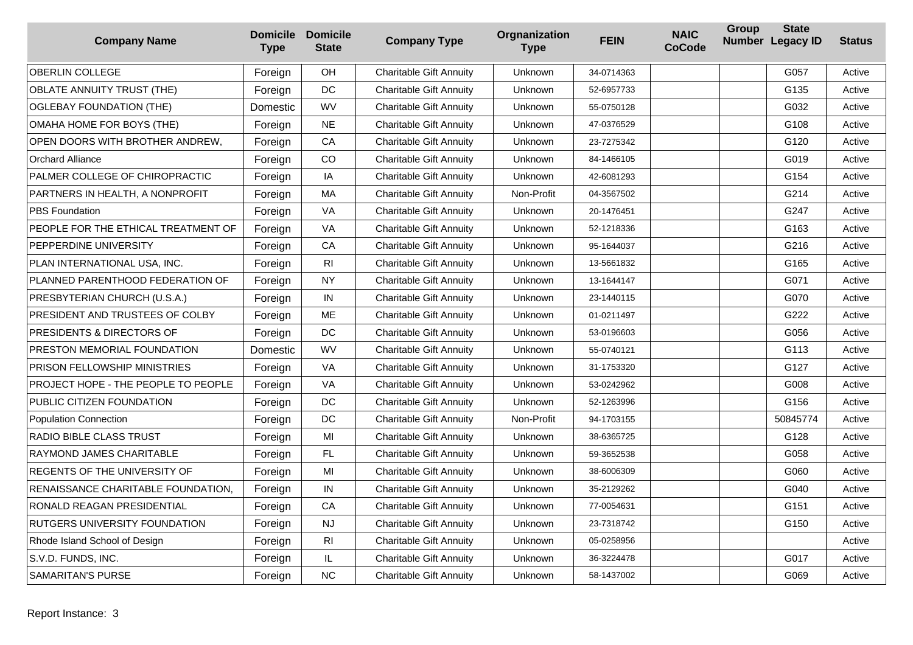| Company Name | Domicile Type | Domicile State | Company Type | Orgnanization Type | FEIN | NAIC CoCode | Group Number | State Legacy ID | Status |
|---|---|---|---|---|---|---|---|---|---|
| OBERLIN COLLEGE | Foreign | OH | Charitable Gift Annuity | Unknown | 34-0714363 | | | G057 | Active |
| OBLATE ANNUITY TRUST (THE) | Foreign | DC | Charitable Gift Annuity | Unknown | 52-6957733 | | | G135 | Active |
| OGLEBAY FOUNDATION (THE) | Domestic | WV | Charitable Gift Annuity | Unknown | 55-0750128 | | | G032 | Active |
| OMAHA HOME FOR BOYS (THE) | Foreign | NE | Charitable Gift Annuity | Unknown | 47-0376529 | | | G108 | Active |
| OPEN DOORS WITH BROTHER ANDREW, | Foreign | CA | Charitable Gift Annuity | Unknown | 23-7275342 | | | G120 | Active |
| Orchard Alliance | Foreign | CO | Charitable Gift Annuity | Unknown | 84-1466105 | | | G019 | Active |
| PALMER COLLEGE OF CHIROPRACTIC | Foreign | IA | Charitable Gift Annuity | Unknown | 42-6081293 | | | G154 | Active |
| PARTNERS IN HEALTH, A NONPROFIT | Foreign | MA | Charitable Gift Annuity | Non-Profit | 04-3567502 | | | G214 | Active |
| PBS Foundation | Foreign | VA | Charitable Gift Annuity | Unknown | 20-1476451 | | | G247 | Active |
| PEOPLE FOR THE ETHICAL TREATMENT OF | Foreign | VA | Charitable Gift Annuity | Unknown | 52-1218336 | | | G163 | Active |
| PEPPERDINE UNIVERSITY | Foreign | CA | Charitable Gift Annuity | Unknown | 95-1644037 | | | G216 | Active |
| PLAN INTERNATIONAL USA, INC. | Foreign | RI | Charitable Gift Annuity | Unknown | 13-5661832 | | | G165 | Active |
| PLANNED PARENTHOOD FEDERATION OF | Foreign | NY | Charitable Gift Annuity | Unknown | 13-1644147 | | | G071 | Active |
| PRESBYTERIAN CHURCH (U.S.A.) | Foreign | IN | Charitable Gift Annuity | Unknown | 23-1440115 | | | G070 | Active |
| PRESIDENT AND TRUSTEES OF COLBY | Foreign | ME | Charitable Gift Annuity | Unknown | 01-0211497 | | | G222 | Active |
| PRESIDENTS & DIRECTORS OF | Foreign | DC | Charitable Gift Annuity | Unknown | 53-0196603 | | | G056 | Active |
| PRESTON MEMORIAL FOUNDATION | Domestic | WV | Charitable Gift Annuity | Unknown | 55-0740121 | | | G113 | Active |
| PRISON FELLOWSHIP MINISTRIES | Foreign | VA | Charitable Gift Annuity | Unknown | 31-1753320 | | | G127 | Active |
| PROJECT HOPE - THE PEOPLE TO PEOPLE | Foreign | VA | Charitable Gift Annuity | Unknown | 53-0242962 | | | G008 | Active |
| PUBLIC CITIZEN FOUNDATION | Foreign | DC | Charitable Gift Annuity | Unknown | 52-1263996 | | | G156 | Active |
| Population Connection | Foreign | DC | Charitable Gift Annuity | Non-Profit | 94-1703155 | | | 50845774 | Active |
| RADIO BIBLE CLASS TRUST | Foreign | MI | Charitable Gift Annuity | Unknown | 38-6365725 | | | G128 | Active |
| RAYMOND JAMES CHARITABLE | Foreign | FL | Charitable Gift Annuity | Unknown | 59-3652538 | | | G058 | Active |
| REGENTS OF THE UNIVERSITY OF | Foreign | MI | Charitable Gift Annuity | Unknown | 38-6006309 | | | G060 | Active |
| RENAISSANCE CHARITABLE FOUNDATION, | Foreign | IN | Charitable Gift Annuity | Unknown | 35-2129262 | | | G040 | Active |
| RONALD REAGAN PRESIDENTIAL | Foreign | CA | Charitable Gift Annuity | Unknown | 77-0054631 | | | G151 | Active |
| RUTGERS UNIVERSITY FOUNDATION | Foreign | NJ | Charitable Gift Annuity | Unknown | 23-7318742 | | | G150 | Active |
| Rhode Island School of Design | Foreign | RI | Charitable Gift Annuity | Unknown | 05-0258956 | | | | Active |
| S.V.D. FUNDS, INC. | Foreign | IL | Charitable Gift Annuity | Unknown | 36-3224478 | | | G017 | Active |
| SAMARITAN'S PURSE | Foreign | NC | Charitable Gift Annuity | Unknown | 58-1437002 | | | G069 | Active |

Report Instance: 3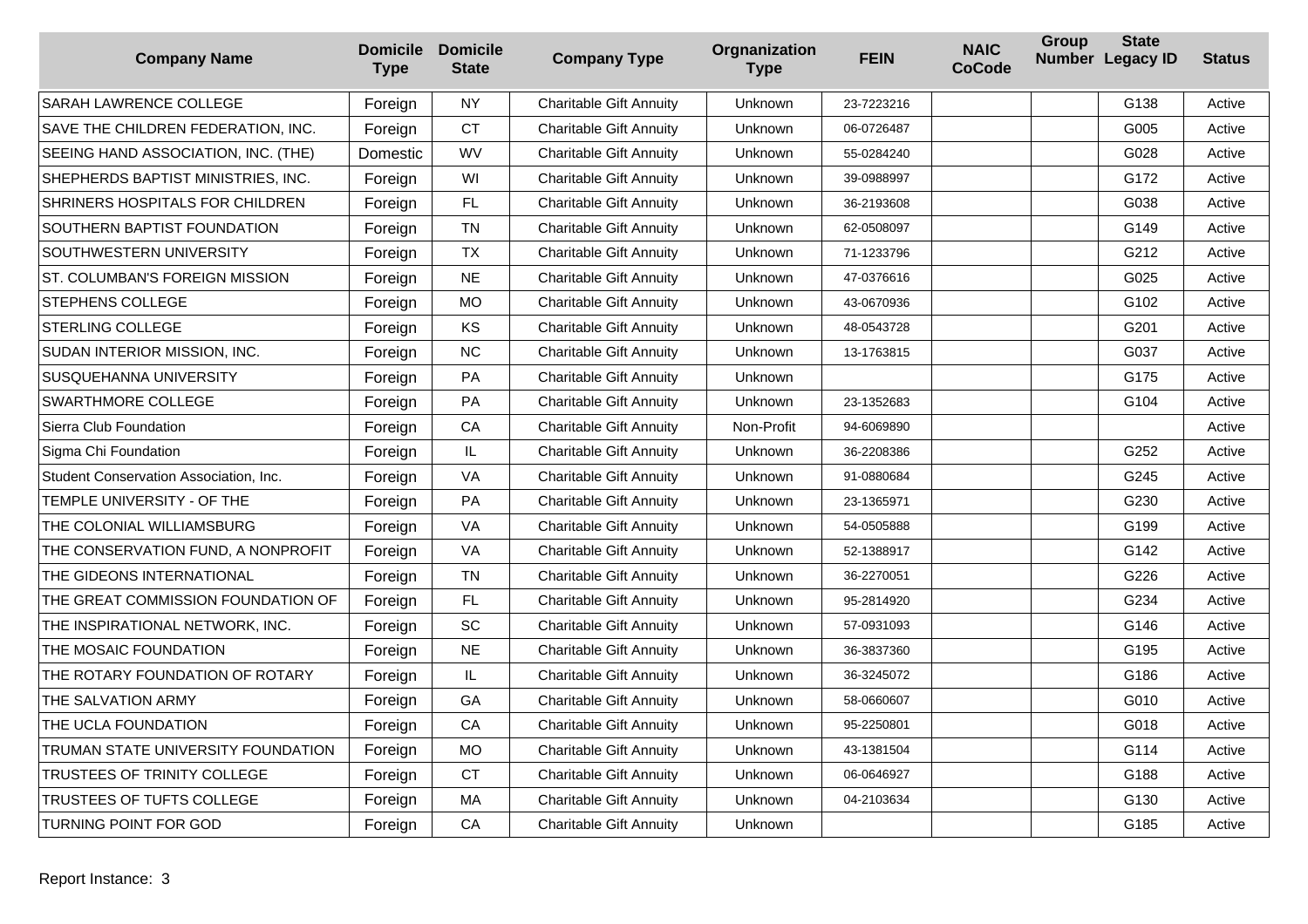| Company Name | Domicile Type | Domicile State | Company Type | Orgnanization Type | FEIN | NAIC CoCode | Group Number | State Legacy ID | Status |
|---|---|---|---|---|---|---|---|---|---|
| SARAH LAWRENCE COLLEGE | Foreign | NY | Charitable Gift Annuity | Unknown | 23-7223216 | | | G138 | Active |
| SAVE THE CHILDREN FEDERATION, INC. | Foreign | CT | Charitable Gift Annuity | Unknown | 06-0726487 | | | G005 | Active |
| SEEING HAND ASSOCIATION, INC. (THE) | Domestic | WV | Charitable Gift Annuity | Unknown | 55-0284240 | | | G028 | Active |
| SHEPHERDS BAPTIST MINISTRIES, INC. | Foreign | WI | Charitable Gift Annuity | Unknown | 39-0988997 | | | G172 | Active |
| SHRINERS HOSPITALS FOR CHILDREN | Foreign | FL | Charitable Gift Annuity | Unknown | 36-2193608 | | | G038 | Active |
| SOUTHERN BAPTIST FOUNDATION | Foreign | TN | Charitable Gift Annuity | Unknown | 62-0508097 | | | G149 | Active |
| SOUTHWESTERN UNIVERSITY | Foreign | TX | Charitable Gift Annuity | Unknown | 71-1233796 | | | G212 | Active |
| ST. COLUMBAN'S FOREIGN MISSION | Foreign | NE | Charitable Gift Annuity | Unknown | 47-0376616 | | | G025 | Active |
| STEPHENS COLLEGE | Foreign | MO | Charitable Gift Annuity | Unknown | 43-0670936 | | | G102 | Active |
| STERLING COLLEGE | Foreign | KS | Charitable Gift Annuity | Unknown | 48-0543728 | | | G201 | Active |
| SUDAN INTERIOR MISSION, INC. | Foreign | NC | Charitable Gift Annuity | Unknown | 13-1763815 | | | G037 | Active |
| SUSQUEHANNA UNIVERSITY | Foreign | PA | Charitable Gift Annuity | Unknown | | | | G175 | Active |
| SWARTHMORE COLLEGE | Foreign | PA | Charitable Gift Annuity | Unknown | 23-1352683 | | | G104 | Active |
| Sierra Club Foundation | Foreign | CA | Charitable Gift Annuity | Non-Profit | 94-6069890 | | | | Active |
| Sigma Chi Foundation | Foreign | IL | Charitable Gift Annuity | Unknown | 36-2208386 | | | G252 | Active |
| Student Conservation Association, Inc. | Foreign | VA | Charitable Gift Annuity | Unknown | 91-0880684 | | | G245 | Active |
| TEMPLE UNIVERSITY - OF THE | Foreign | PA | Charitable Gift Annuity | Unknown | 23-1365971 | | | G230 | Active |
| THE COLONIAL WILLIAMSBURG | Foreign | VA | Charitable Gift Annuity | Unknown | 54-0505888 | | | G199 | Active |
| THE CONSERVATION FUND, A NONPROFIT | Foreign | VA | Charitable Gift Annuity | Unknown | 52-1388917 | | | G142 | Active |
| THE GIDEONS INTERNATIONAL | Foreign | TN | Charitable Gift Annuity | Unknown | 36-2270051 | | | G226 | Active |
| THE GREAT COMMISSION FOUNDATION OF | Foreign | FL | Charitable Gift Annuity | Unknown | 95-2814920 | | | G234 | Active |
| THE INSPIRATIONAL NETWORK, INC. | Foreign | SC | Charitable Gift Annuity | Unknown | 57-0931093 | | | G146 | Active |
| THE MOSAIC FOUNDATION | Foreign | NE | Charitable Gift Annuity | Unknown | 36-3837360 | | | G195 | Active |
| THE ROTARY FOUNDATION OF ROTARY | Foreign | IL | Charitable Gift Annuity | Unknown | 36-3245072 | | | G186 | Active |
| THE SALVATION ARMY | Foreign | GA | Charitable Gift Annuity | Unknown | 58-0660607 | | | G010 | Active |
| THE UCLA FOUNDATION | Foreign | CA | Charitable Gift Annuity | Unknown | 95-2250801 | | | G018 | Active |
| TRUMAN STATE UNIVERSITY FOUNDATION | Foreign | MO | Charitable Gift Annuity | Unknown | 43-1381504 | | | G114 | Active |
| TRUSTEES OF TRINITY COLLEGE | Foreign | CT | Charitable Gift Annuity | Unknown | 06-0646927 | | | G188 | Active |
| TRUSTEES OF TUFTS COLLEGE | Foreign | MA | Charitable Gift Annuity | Unknown | 04-2103634 | | | G130 | Active |
| TURNING POINT FOR GOD | Foreign | CA | Charitable Gift Annuity | Unknown | | | | G185 | Active |

Report Instance: 3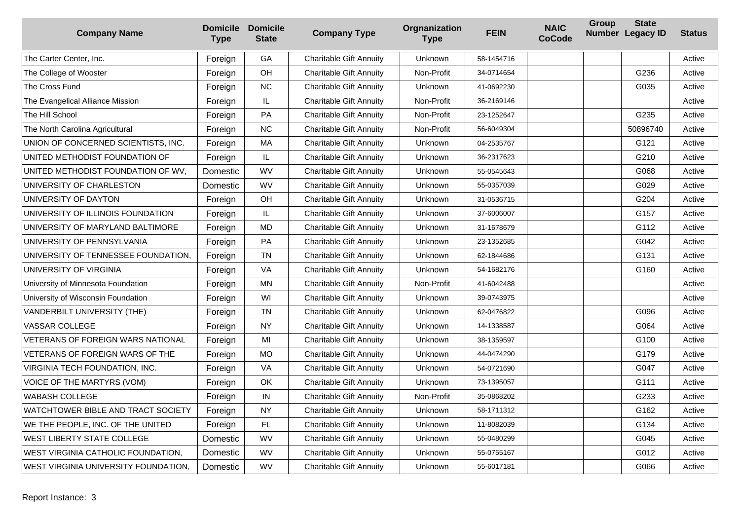| Company Name | Domicile Type | Domicile State | Company Type | Orgnanization Type | FEIN | NAIC CoCode | Group Number | State Legacy ID | Status |
|---|---|---|---|---|---|---|---|---|---|
| The Carter Center, Inc. | Foreign | GA | Charitable Gift Annuity | Unknown | 58-1454716 | | | | Active |
| The College of Wooster | Foreign | OH | Charitable Gift Annuity | Non-Profit | 34-0714654 | | | G236 | Active |
| The Cross Fund | Foreign | NC | Charitable Gift Annuity | Unknown | 41-0692230 | | | G035 | Active |
| The Evangelical Alliance Mission | Foreign | IL | Charitable Gift Annuity | Non-Profit | 36-2169146 | | | | Active |
| The Hill School | Foreign | PA | Charitable Gift Annuity | Non-Profit | 23-1252647 | | | G235 | Active |
| The North Carolina Agricultural | Foreign | NC | Charitable Gift Annuity | Non-Profit | 56-6049304 | | | 50896740 | Active |
| UNION OF CONCERNED SCIENTISTS, INC. | Foreign | MA | Charitable Gift Annuity | Unknown | 04-2535767 | | | G121 | Active |
| UNITED METHODIST FOUNDATION OF | Foreign | IL | Charitable Gift Annuity | Unknown | 36-2317623 | | | G210 | Active |
| UNITED METHODIST FOUNDATION OF WV, | Domestic | WV | Charitable Gift Annuity | Unknown | 55-0545643 | | | G068 | Active |
| UNIVERSITY OF CHARLESTON | Domestic | WV | Charitable Gift Annuity | Unknown | 55-0357039 | | | G029 | Active |
| UNIVERSITY OF DAYTON | Foreign | OH | Charitable Gift Annuity | Unknown | 31-0536715 | | | G204 | Active |
| UNIVERSITY OF ILLINOIS FOUNDATION | Foreign | IL | Charitable Gift Annuity | Unknown | 37-6006007 | | | G157 | Active |
| UNIVERSITY OF MARYLAND BALTIMORE | Foreign | MD | Charitable Gift Annuity | Unknown | 31-1678679 | | | G112 | Active |
| UNIVERSITY OF PENNSYLVANIA | Foreign | PA | Charitable Gift Annuity | Unknown | 23-1352685 | | | G042 | Active |
| UNIVERSITY OF TENNESSEE FOUNDATION, | Foreign | TN | Charitable Gift Annuity | Unknown | 62-1844686 | | | G131 | Active |
| UNIVERSITY OF VIRGINIA | Foreign | VA | Charitable Gift Annuity | Unknown | 54-1682176 | | | G160 | Active |
| University of Minnesota Foundation | Foreign | MN | Charitable Gift Annuity | Non-Profit | 41-6042488 | | | | Active |
| University of Wisconsin Foundation | Foreign | WI | Charitable Gift Annuity | Unknown | 39-0743975 | | | | Active |
| VANDERBILT UNIVERSITY (THE) | Foreign | TN | Charitable Gift Annuity | Unknown | 62-0476822 | | | G096 | Active |
| VASSAR COLLEGE | Foreign | NY | Charitable Gift Annuity | Unknown | 14-1338587 | | | G064 | Active |
| VETERANS OF FOREIGN WARS NATIONAL | Foreign | MI | Charitable Gift Annuity | Unknown | 38-1359597 | | | G100 | Active |
| VETERANS OF FOREIGN WARS OF THE | Foreign | MO | Charitable Gift Annuity | Unknown | 44-0474290 | | | G179 | Active |
| VIRGINIA TECH FOUNDATION, INC. | Foreign | VA | Charitable Gift Annuity | Unknown | 54-0721690 | | | G047 | Active |
| VOICE OF THE MARTYRS (VOM) | Foreign | OK | Charitable Gift Annuity | Unknown | 73-1395057 | | | G111 | Active |
| WABASH COLLEGE | Foreign | IN | Charitable Gift Annuity | Non-Profit | 35-0868202 | | | G233 | Active |
| WATCHTOWER BIBLE AND TRACT SOCIETY | Foreign | NY | Charitable Gift Annuity | Unknown | 58-1711312 | | | G162 | Active |
| WE THE PEOPLE, INC. OF THE UNITED | Foreign | FL | Charitable Gift Annuity | Unknown | 11-8082039 | | | G134 | Active |
| WEST LIBERTY STATE COLLEGE | Domestic | WV | Charitable Gift Annuity | Unknown | 55-0480299 | | | G045 | Active |
| WEST VIRGINIA CATHOLIC FOUNDATION, | Domestic | WV | Charitable Gift Annuity | Unknown | 55-0755167 | | | G012 | Active |
| WEST VIRGINIA UNIVERSITY FOUNDATION, | Domestic | WV | Charitable Gift Annuity | Unknown | 55-6017181 | | | G066 | Active |

Report Instance: 3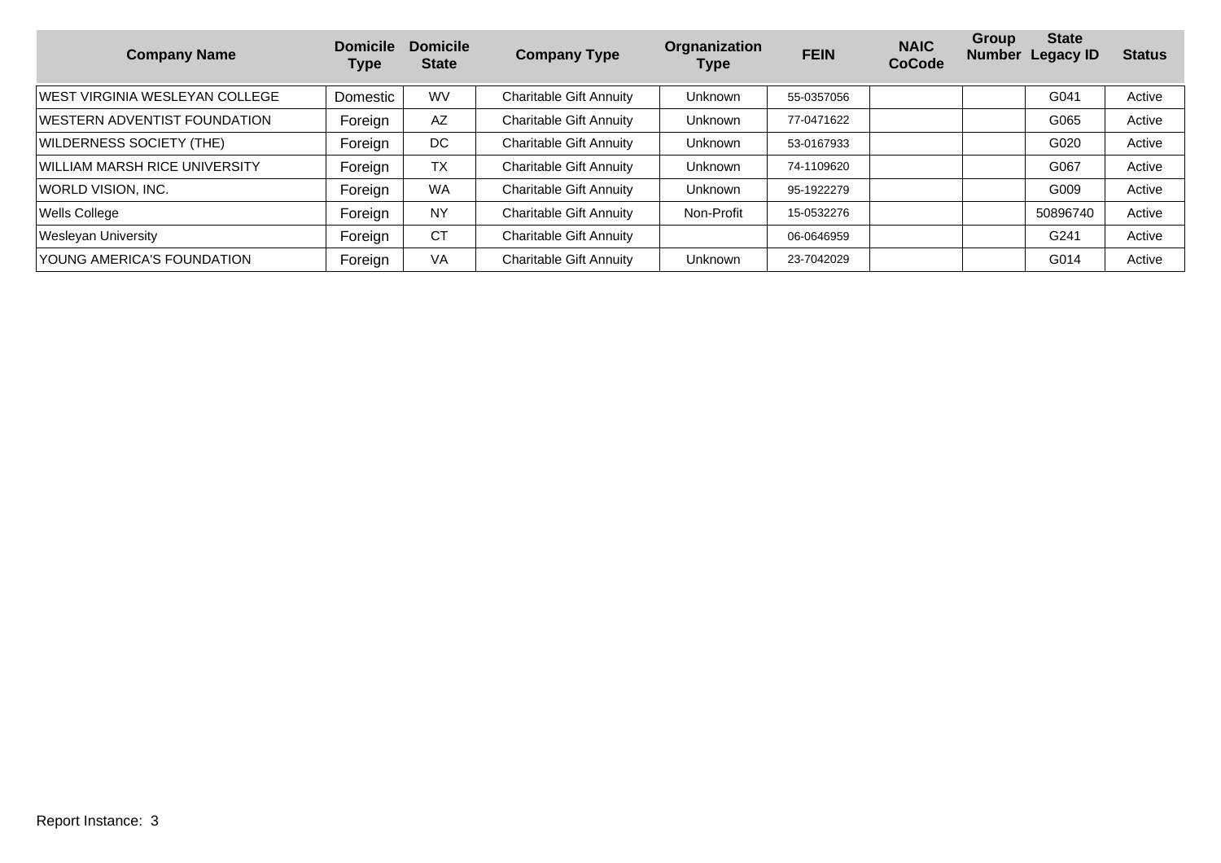| Company Name | Domicile Type | Domicile State | Company Type | Orgnanization Type | FEIN | NAIC CoCode | Group Number | State Legacy ID | Status |
|---|---|---|---|---|---|---|---|---|---|
| WEST VIRGINIA WESLEYAN COLLEGE | Domestic | WV | Charitable Gift Annuity | Unknown | 55-0357056 | | | G041 | Active |
| WESTERN ADVENTIST FOUNDATION | Foreign | AZ | Charitable Gift Annuity | Unknown | 77-0471622 | | | G065 | Active |
| WILDERNESS SOCIETY (THE) | Foreign | DC | Charitable Gift Annuity | Unknown | 53-0167933 | | | G020 | Active |
| WILLIAM MARSH RICE UNIVERSITY | Foreign | TX | Charitable Gift Annuity | Unknown | 74-1109620 | | | G067 | Active |
| WORLD VISION, INC. | Foreign | WA | Charitable Gift Annuity | Unknown | 95-1922279 | | | G009 | Active |
| Wells College | Foreign | NY | Charitable Gift Annuity | Non-Profit | 15-0532276 | | | 50896740 | Active |
| Wesleyan University | Foreign | CT | Charitable Gift Annuity | | 06-0646959 | | | G241 | Active |
| YOUNG AMERICA'S FOUNDATION | Foreign | VA | Charitable Gift Annuity | Unknown | 23-7042029 | | | G014 | Active |

Report Instance: 3